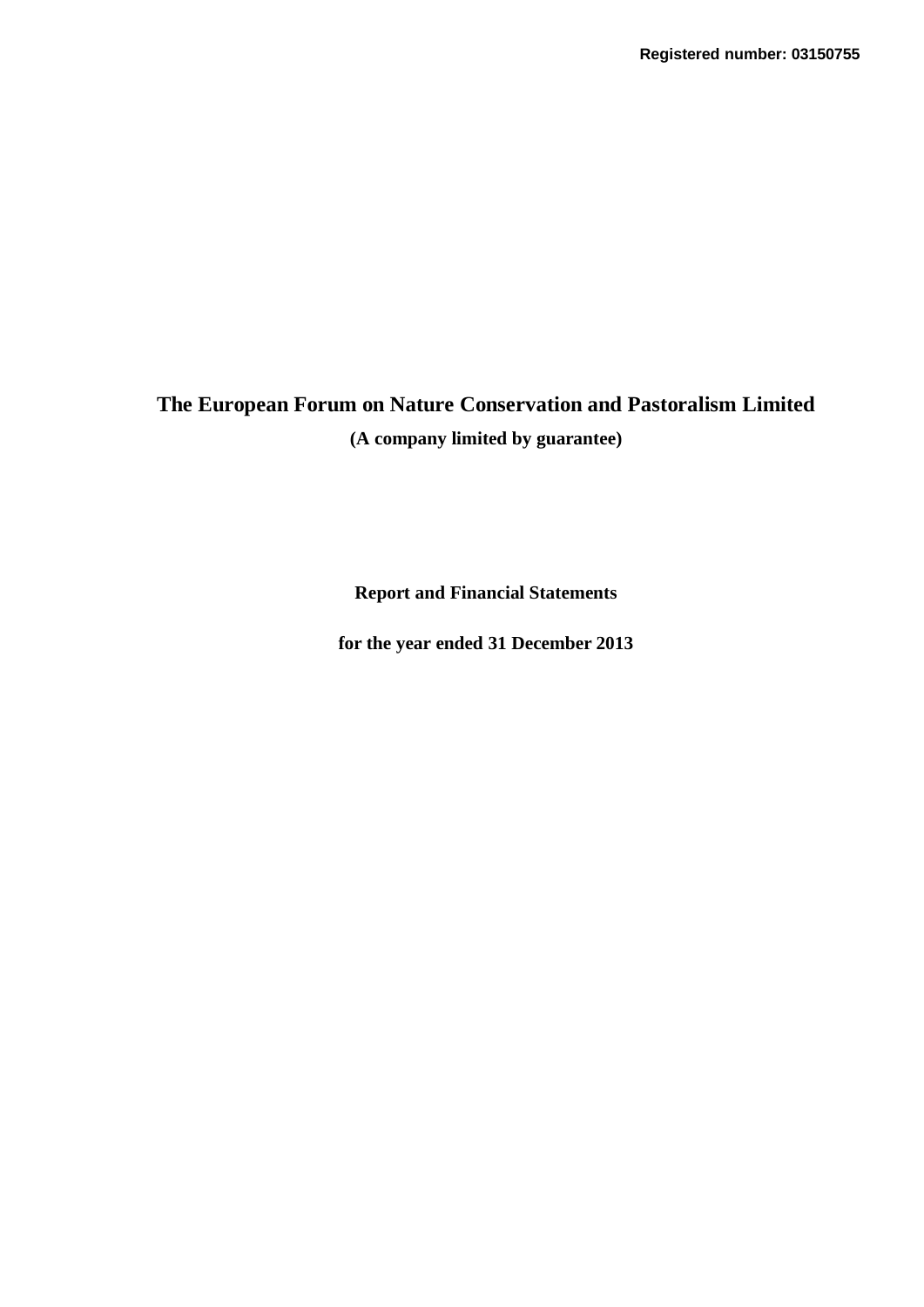**Registered number: 03150755**

# The European Forum on Nature Conservation and Pastoralism Limited

**(A company limited by guarantee)**

**Report and Financial Statements**

**for the year ended 31 December 2013**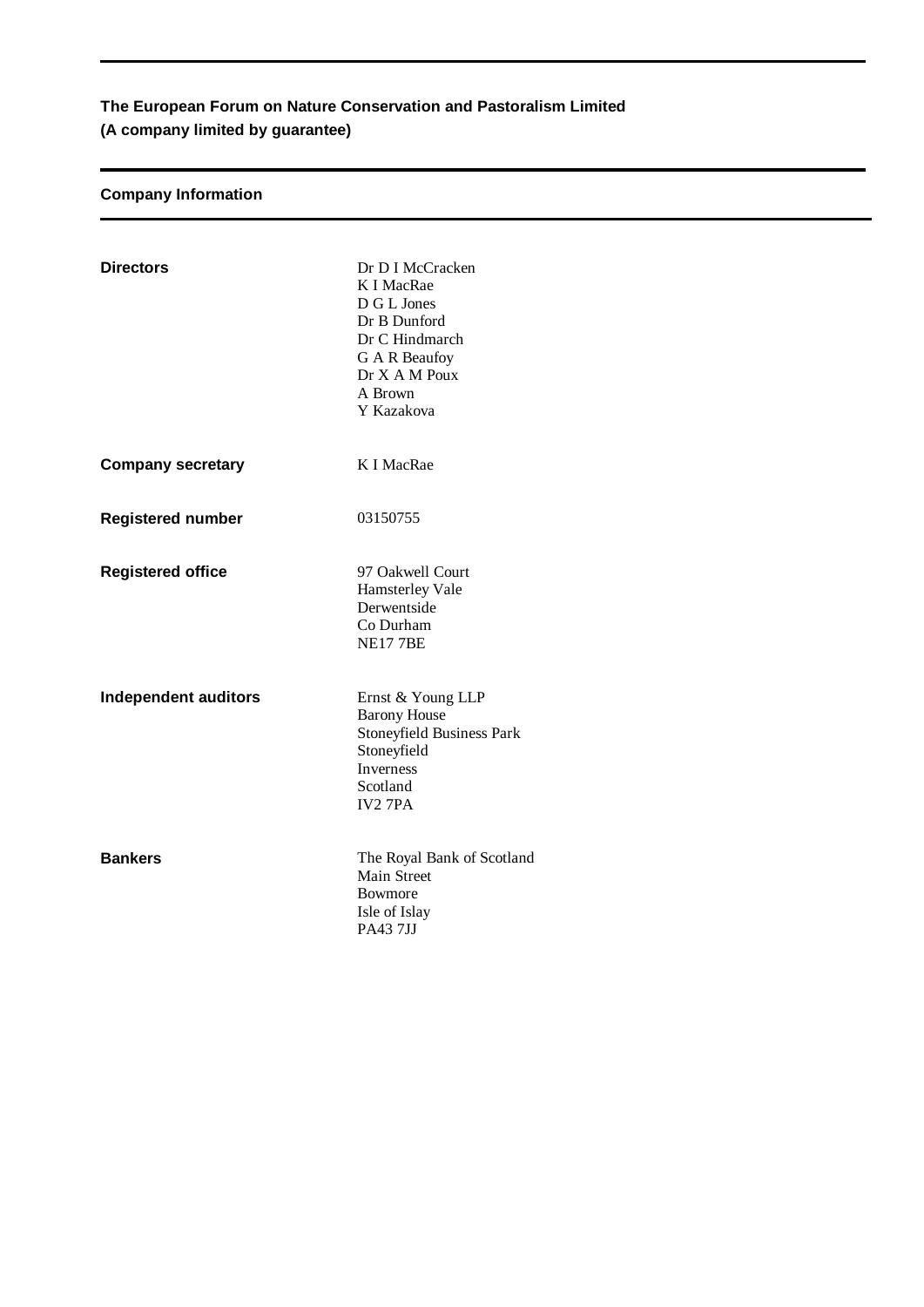**The European Forum on Nature Conservation and Pastoralism Limited**
**(A company limited by guarantee)**

## Company Information

**Directors**

Dr D I McCracken
K I MacRae
D G L Jones
Dr B Dunford
Dr C Hindmarch
G A R Beaufoy
Dr X A M Poux
A Brown
Y Kazakova

**Company secretary**

K I MacRae

**Registered number**

03150755

**Registered office**

97 Oakwell Court
Hamsterley Vale
Derwentside
Co Durham
NE17 7BE

**Independent auditors**

Ernst & Young LLP
Barony House
Stoneyfield Business Park
Stoneyfield
Inverness
Scotland
IV2 7PA

**Bankers**

The Royal Bank of Scotland
Main Street
Bowmore
Isle of Islay
PA43 7JJ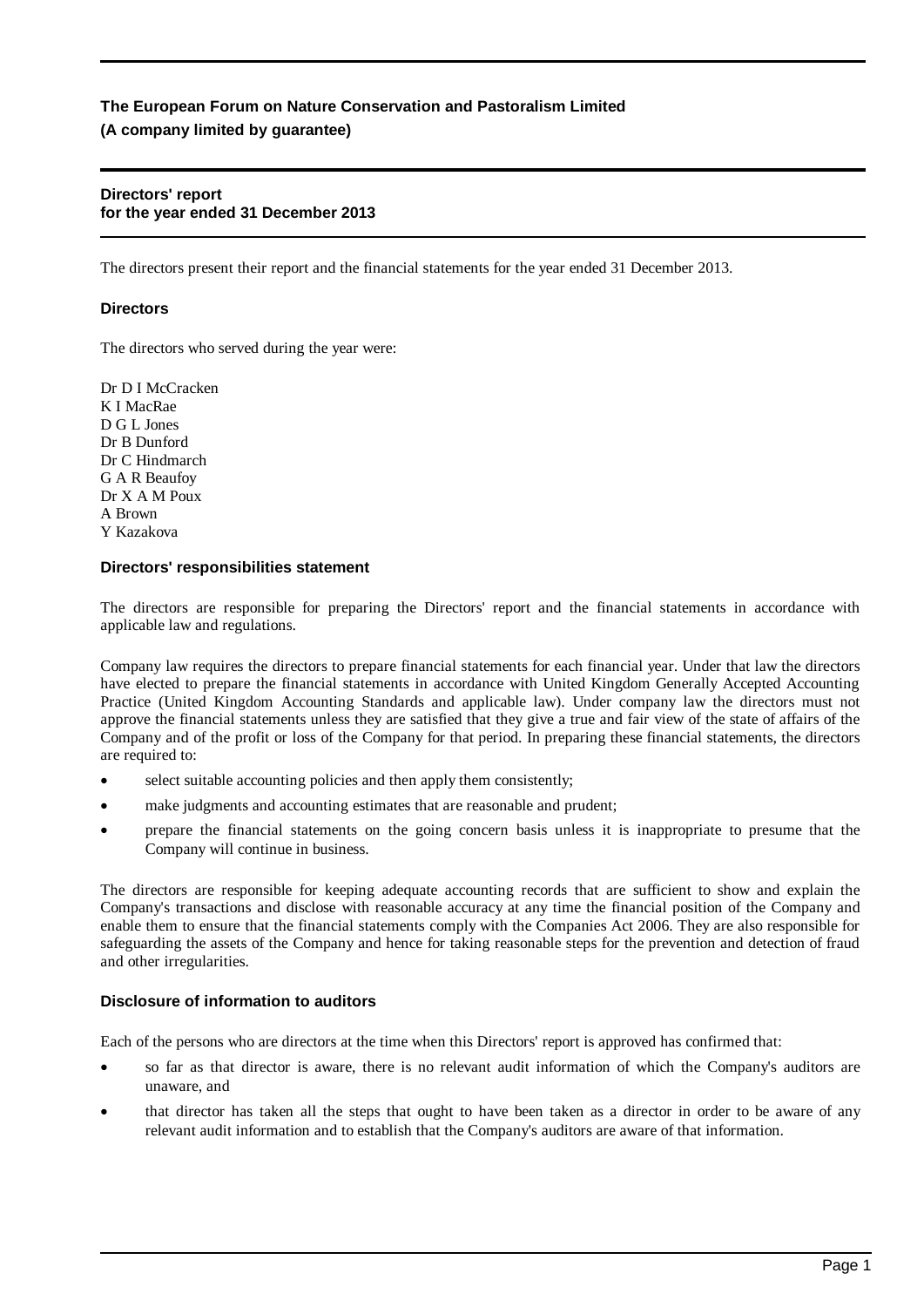**The European Forum on Nature Conservation and Pastoralism Limited**
**(A company limited by guarantee)**

## Directors' report
## for the year ended 31 December 2013

The directors present their report and the financial statements for the year ended 31 December 2013.

### Directors

The directors who served during the year were:

Dr D I McCracken
K I MacRae
D G L Jones
Dr B Dunford
Dr C Hindmarch
G A R Beaufoy
Dr X A M Poux
A Brown
Y Kazakova

### Directors' responsibilities statement

The directors are responsible for preparing the Directors' report and the financial statements in accordance with applicable law and regulations.

Company law requires the directors to prepare financial statements for each financial year. Under that law the directors have elected to prepare the financial statements in accordance with United Kingdom Generally Accepted Accounting Practice (United Kingdom Accounting Standards and applicable law). Under company law the directors must not approve the financial statements unless they are satisfied that they give a true and fair view of the state of affairs of the Company and of the profit or loss of the Company for that period. In preparing these financial statements, the directors are required to:

- select suitable accounting policies and then apply them consistently;
- make judgments and accounting estimates that are reasonable and prudent;
- prepare the financial statements on the going concern basis unless it is inappropriate to presume that the Company will continue in business.

The directors are responsible for keeping adequate accounting records that are sufficient to show and explain the Company's transactions and disclose with reasonable accuracy at any time the financial position of the Company and enable them to ensure that the financial statements comply with the Companies Act 2006. They are also responsible for safeguarding the assets of the Company and hence for taking reasonable steps for the prevention and detection of fraud and other irregularities.

### Disclosure of information to auditors

Each of the persons who are directors at the time when this Directors' report is approved has confirmed that:

- so far as that director is aware, there is no relevant audit information of which the Company's auditors are unaware, and
- that director has taken all the steps that ought to have been taken as a director in order to be aware of any relevant audit information and to establish that the Company's auditors are aware of that information.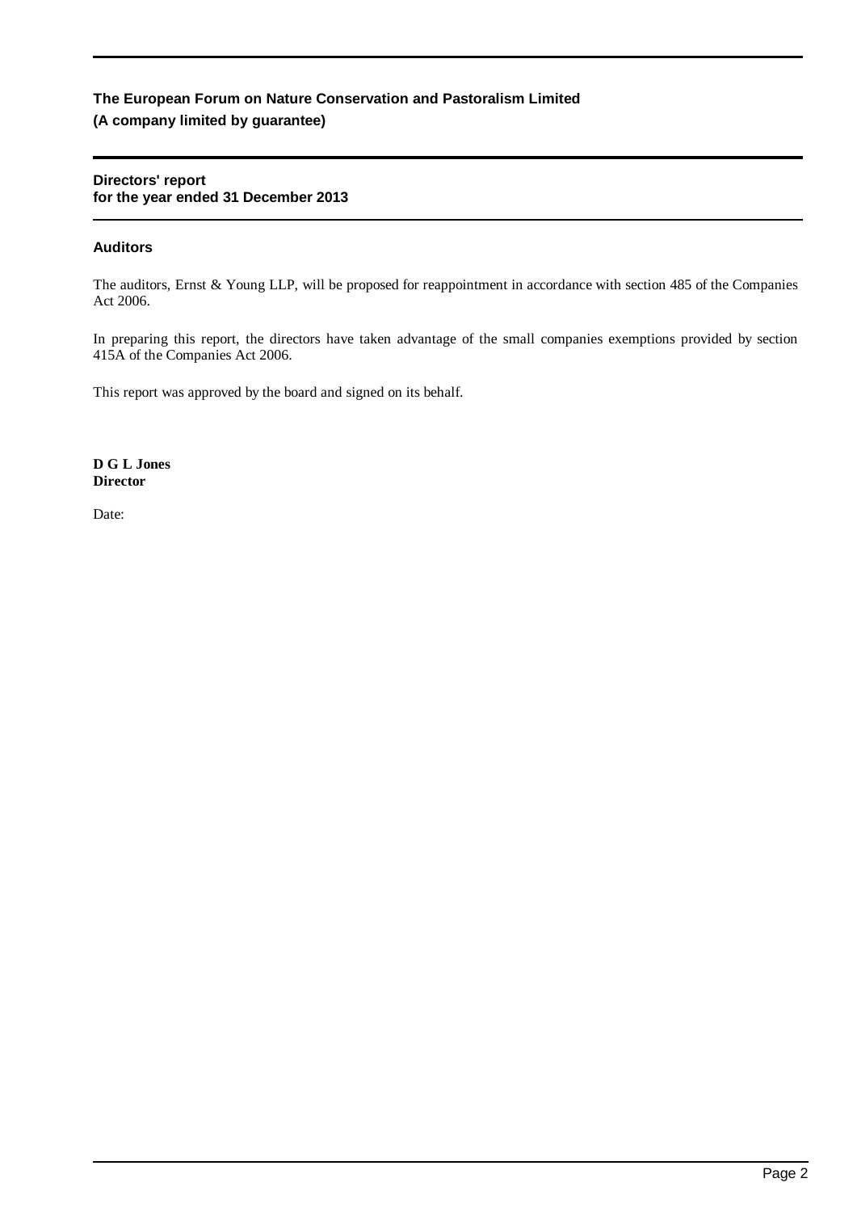**The European Forum on Nature Conservation and Pastoralism Limited**
**(A company limited by guarantee)**

**Directors' report**
**for the year ended 31 December 2013**

### Auditors

The auditors, Ernst & Young LLP, will be proposed for reappointment in accordance with section 485 of the Companies Act 2006.

In preparing this report, the directors have taken advantage of the small companies exemptions provided by section 415A of the Companies Act 2006.

This report was approved by the board and signed on its behalf.

**D G L Jones**
**Director**

Date: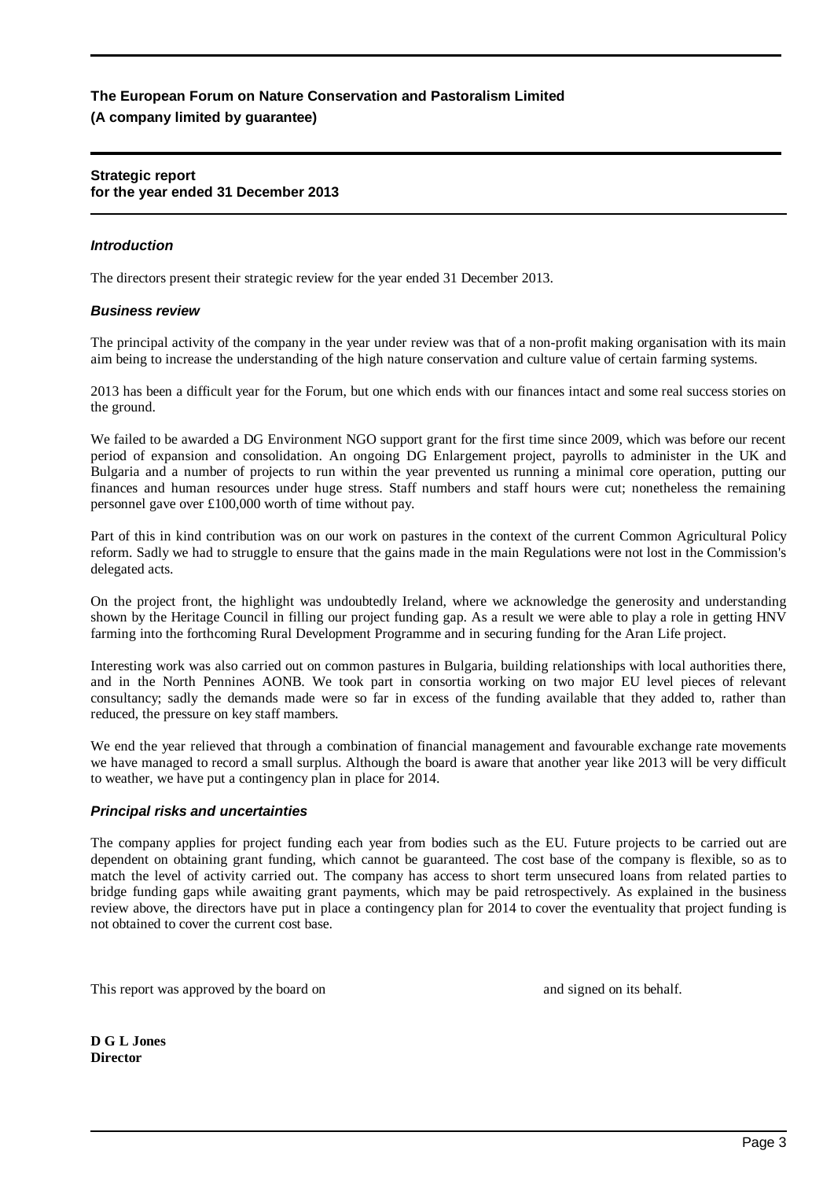**The European Forum on Nature Conservation and Pastoralism Limited**
**(A company limited by guarantee)**

## Strategic report
## for the year ended 31 December 2013

### *Introduction*

The directors present their strategic review for the year ended 31 December 2013.

### *Business review*

The principal activity of the company in the year under review was that of a non-profit making organisation with its main aim being to increase the understanding of the high nature conservation and culture value of certain farming systems.

2013 has been a difficult year for the Forum, but one which ends with our finances intact and some real success stories on the ground.

We failed to be awarded a DG Environment NGO support grant for the first time since 2009, which was before our recent period of expansion and consolidation. An ongoing DG Enlargement project, payrolls to administer in the UK and Bulgaria and a number of projects to run within the year prevented us running a minimal core operation, putting our finances and human resources under huge stress. Staff numbers and staff hours were cut; nonetheless the remaining personnel gave over £100,000 worth of time without pay.

Part of this in kind contribution was on our work on pastures in the context of the current Common Agricultural Policy reform. Sadly we had to struggle to ensure that the gains made in the main Regulations were not lost in the Commission's delegated acts.

On the project front, the highlight was undoubtedly Ireland, where we acknowledge the generosity and understanding shown by the Heritage Council in filling our project funding gap. As a result we were able to play a role in getting HNV farming into the forthcoming Rural Development Programme and in securing funding for the Aran Life project.

Interesting work was also carried out on common pastures in Bulgaria, building relationships with local authorities there, and in the North Pennines AONB. We took part in consortia working on two major EU level pieces of relevant consultancy; sadly the demands made were so far in excess of the funding available that they added to, rather than reduced, the pressure on key staff mambers.

We end the year relieved that through a combination of financial management and favourable exchange rate movements we have managed to record a small surplus. Although the board is aware that another year like 2013 will be very difficult to weather, we have put a contingency plan in place for 2014.

### *Principal risks and uncertainties*

The company applies for project funding each year from bodies such as the EU. Future projects to be carried out are dependent on obtaining grant funding, which cannot be guaranteed. The cost base of the company is flexible, so as to match the level of activity carried out. The company has access to short term unsecured loans from related parties to bridge funding gaps while awaiting grant payments, which may be paid retrospectively. As explained in the business review above, the directors have put in place a contingency plan for 2014 to cover the eventuality that project funding is not obtained to cover the current cost base.

This report was approved by the board on and signed on its behalf.

**D G L Jones**
**Director**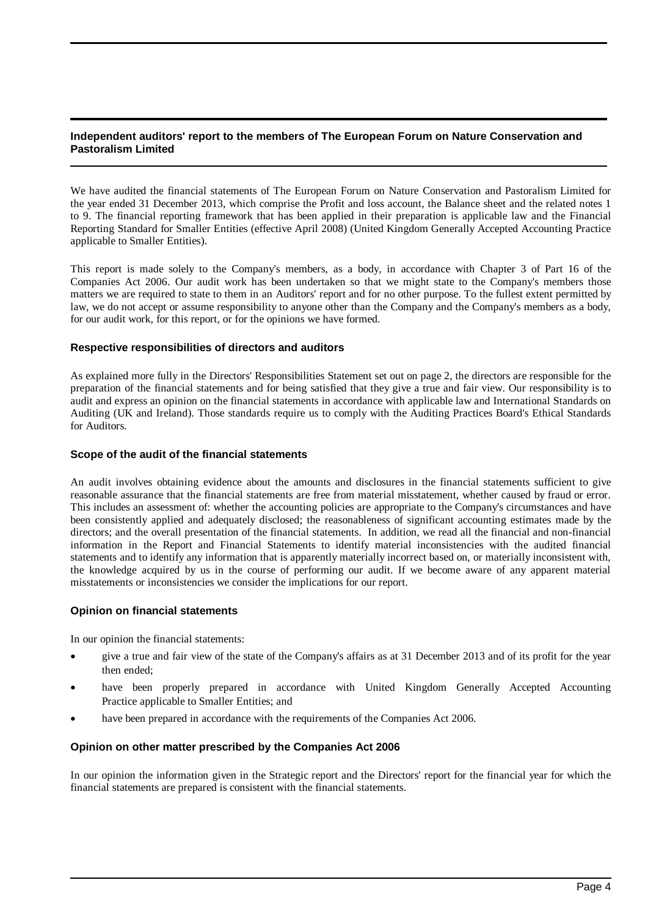## Independent auditors' report to the members of The European Forum on Nature Conservation and Pastoralism Limited

We have audited the financial statements of The European Forum on Nature Conservation and Pastoralism Limited for the year ended 31 December 2013, which comprise the Profit and loss account, the Balance sheet and the related notes 1 to 9. The financial reporting framework that has been applied in their preparation is applicable law and the Financial Reporting Standard for Smaller Entities (effective April 2008) (United Kingdom Generally Accepted Accounting Practice applicable to Smaller Entities).

This report is made solely to the Company's members, as a body, in accordance with Chapter 3 of Part 16 of the Companies Act 2006. Our audit work has been undertaken so that we might state to the Company's members those matters we are required to state to them in an Auditors' report and for no other purpose. To the fullest extent permitted by law, we do not accept or assume responsibility to anyone other than the Company and the Company's members as a body, for our audit work, for this report, or for the opinions we have formed.

### Respective responsibilities of directors and auditors

As explained more fully in the Directors' Responsibilities Statement set out on page 2, the directors are responsible for the preparation of the financial statements and for being satisfied that they give a true and fair view. Our responsibility is to audit and express an opinion on the financial statements in accordance with applicable law and International Standards on Auditing (UK and Ireland). Those standards require us to comply with the Auditing Practices Board's Ethical Standards for Auditors.

### Scope of the audit of the financial statements

An audit involves obtaining evidence about the amounts and disclosures in the financial statements sufficient to give reasonable assurance that the financial statements are free from material misstatement, whether caused by fraud or error. This includes an assessment of: whether the accounting policies are appropriate to the Company's circumstances and have been consistently applied and adequately disclosed; the reasonableness of significant accounting estimates made by the directors; and the overall presentation of the financial statements. In addition, we read all the financial and non-financial information in the Report and Financial Statements to identify material inconsistencies with the audited financial statements and to identify any information that is apparently materially incorrect based on, or materially inconsistent with, the knowledge acquired by us in the course of performing our audit. If we become aware of any apparent material misstatements or inconsistencies we consider the implications for our report.

### Opinion on financial statements

In our opinion the financial statements:

- give a true and fair view of the state of the Company's affairs as at 31 December 2013 and of its profit for the year then ended;
- have been properly prepared in accordance with United Kingdom Generally Accepted Accounting Practice applicable to Smaller Entities; and
- have been prepared in accordance with the requirements of the Companies Act 2006.

### Opinion on other matter prescribed by the Companies Act 2006

In our opinion the information given in the Strategic report and the Directors' report for the financial year for which the financial statements are prepared is consistent with the financial statements.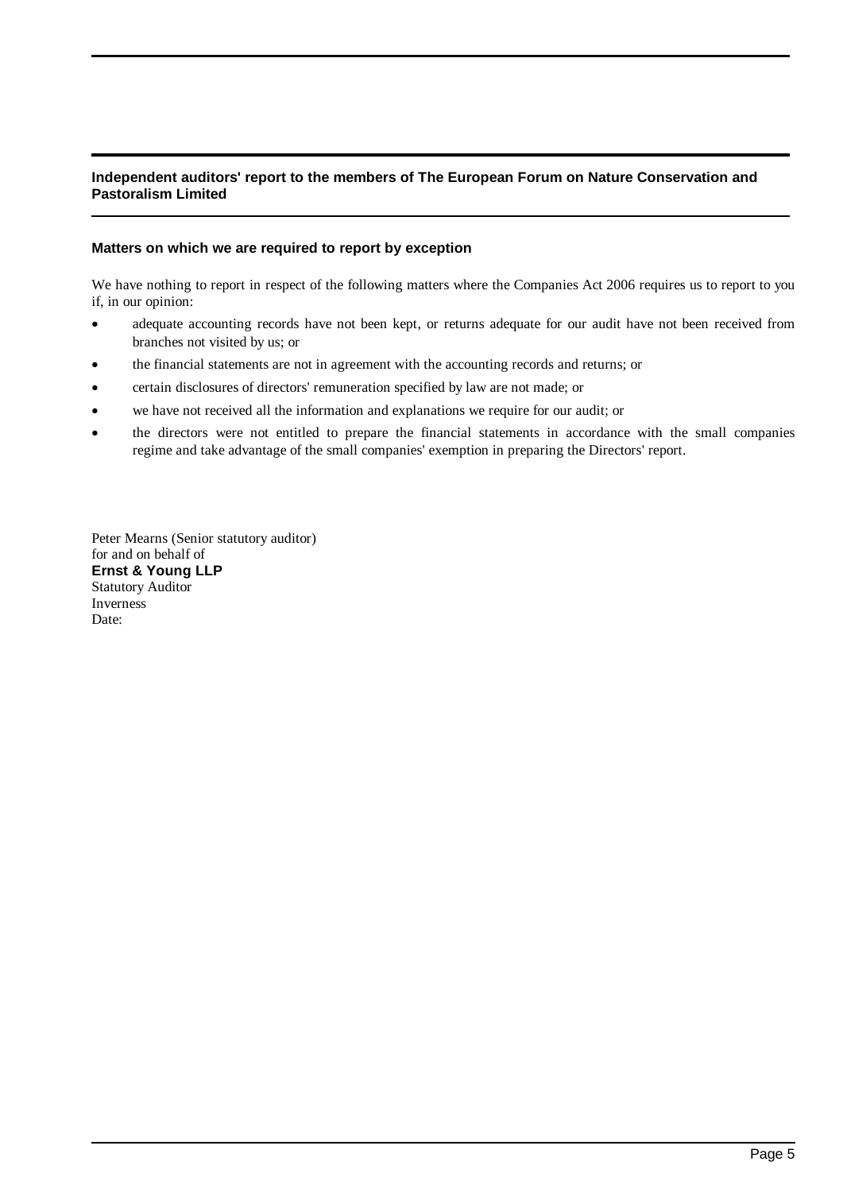## Independent auditors' report to the members of The European Forum on Nature Conservation and Pastoralism Limited

### Matters on which we are required to report by exception

We have nothing to report in respect of the following matters where the Companies Act 2006 requires us to report to you if, in our opinion:

- adequate accounting records have not been kept, or returns adequate for our audit have not been received from branches not visited by us; or
- the financial statements are not in agreement with the accounting records and returns; or
- certain disclosures of directors' remuneration specified by law are not made; or
- we have not received all the information and explanations we require for our audit; or
- the directors were not entitled to prepare the financial statements in accordance with the small companies regime and take advantage of the small companies' exemption in preparing the Directors' report.

Peter Mearns (Senior statutory auditor)
for and on behalf of
**Ernst & Young LLP**
Statutory Auditor
Inverness
Date: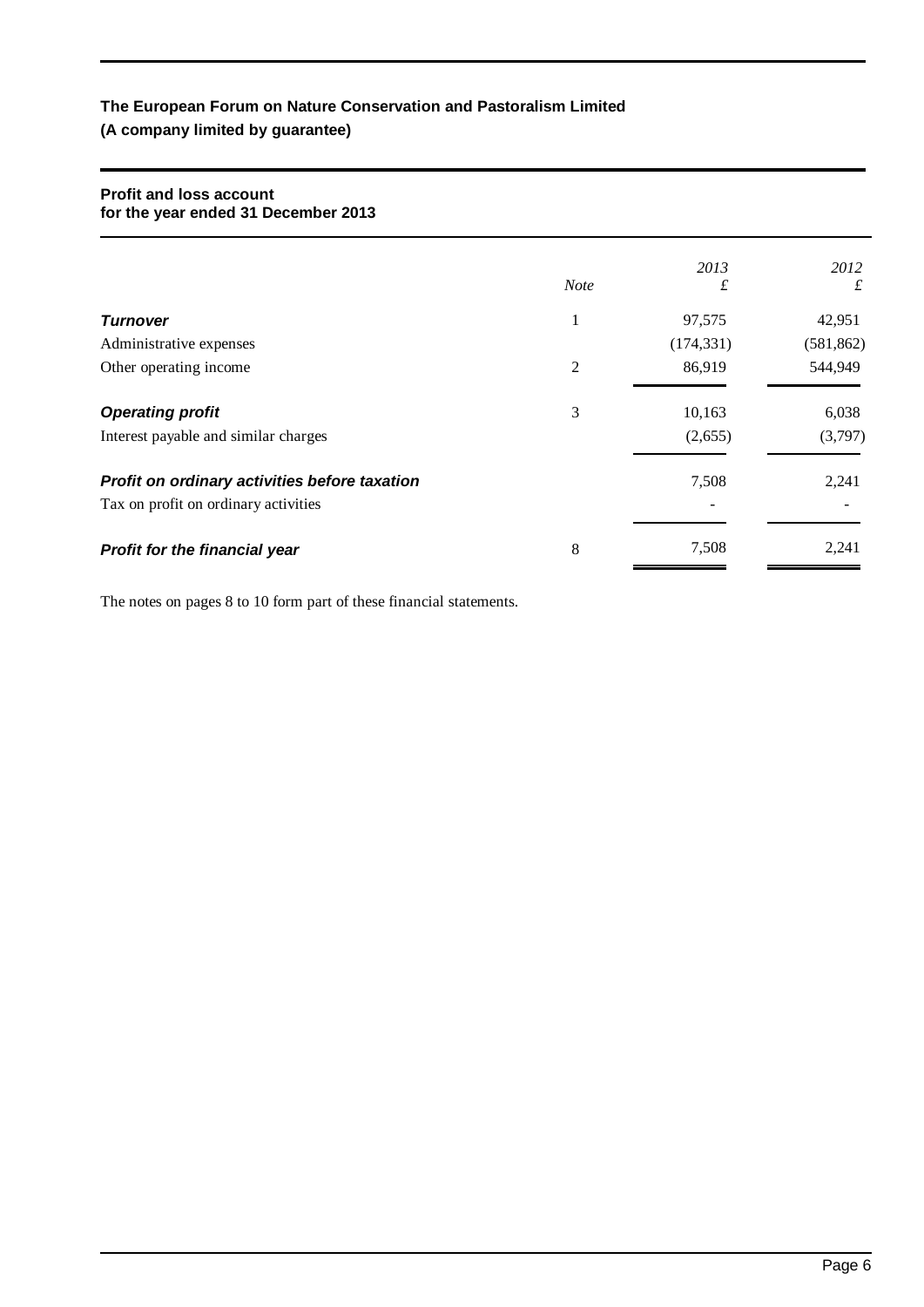**The European Forum on Nature Conservation and Pastoralism Limited**
**(A company limited by guarantee)**

## Profit and loss account
### for the year ended 31 December 2013

| | *Note* | *2013* £ | *2012* £ |
|---|---|---|---|
| ***Turnover*** | 1 | 97,575 | 42,951 |
| Administrative expenses | | (174,331) | (581,862) |
| Other operating income | 2 | 86,919 | 544,949 |
| ***Operating profit*** | 3 | 10,163 | 6,038 |
| Interest payable and similar charges | | (2,655) | (3,797) |
| ***Profit on ordinary activities before taxation*** | | 7,508 | 2,241 |
| Tax on profit on ordinary activities | | - | - |
| ***Profit for the financial year*** | 8 | 7,508 | 2,241 |

The notes on pages 8 to 10 form part of these financial statements.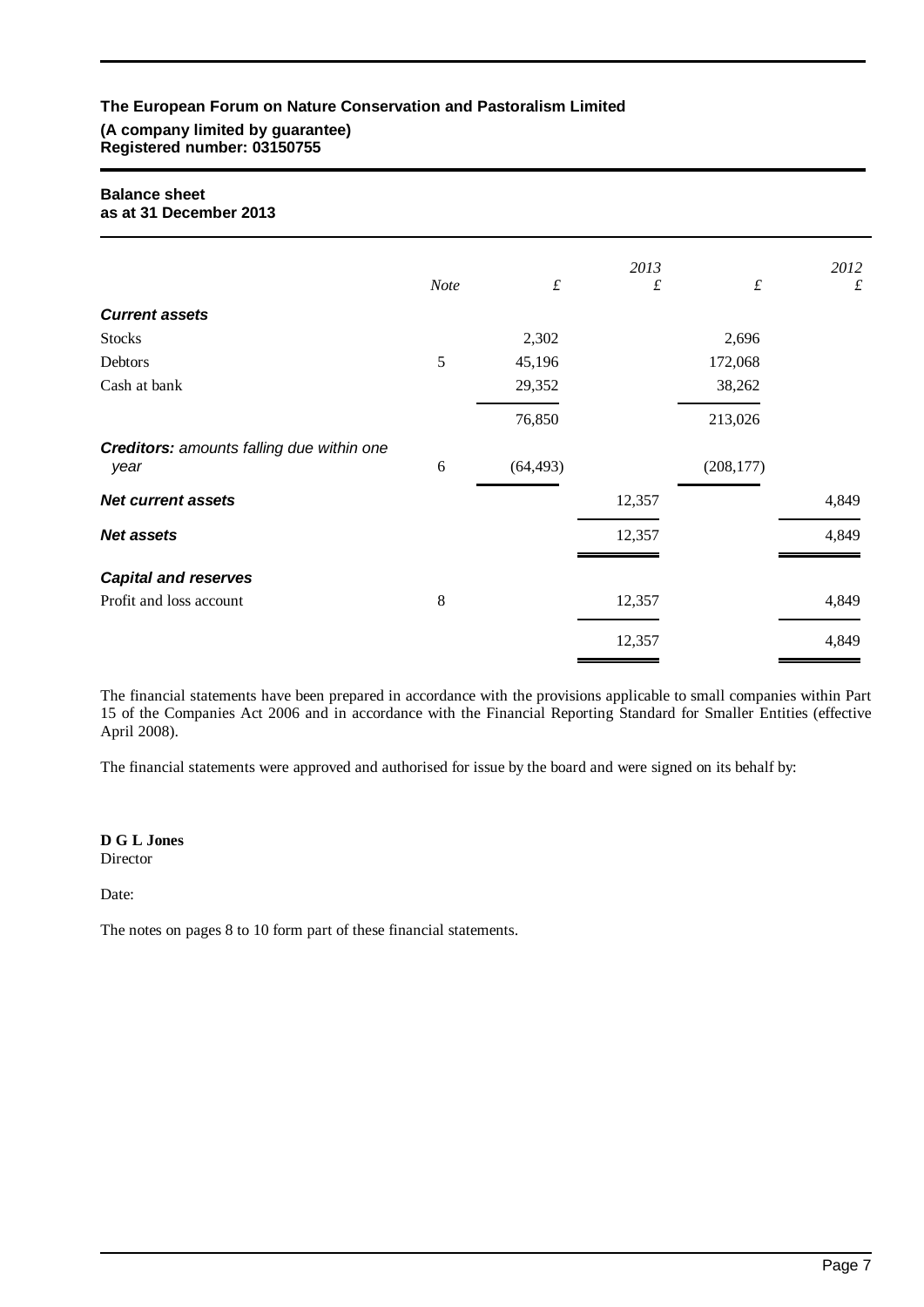**The European Forum on Nature Conservation and Pastoralism Limited**
**(A company limited by guarantee)**
**Registered number: 03150755**

## Balance sheet
## as at 31 December 2013

| | Note | £ | 2013 £ | £ | 2012 £ |
|---|---|---|---|---|---|
| ***Current assets*** | | | | | |
| Stocks | | 2,302 | | 2,696 | |
| Debtors | 5 | 45,196 | | 172,068 | |
| Cash at bank | | 29,352 | | 38,262 | |
| | | 76,850 | | 213,026 | |
| ***Creditors:*** *amounts falling due within one year* | 6 | (64,493) | | (208,177) | |
| ***Net current assets*** | | | 12,357 | | 4,849 |
| ***Net assets*** | | | 12,357 | | 4,849 |
| ***Capital and reserves*** | | | | | |
| Profit and loss account | 8 | | 12,357 | | 4,849 |
| | | | 12,357 | | 4,849 |

The financial statements have been prepared in accordance with the provisions applicable to small companies within Part 15 of the Companies Act 2006 and in accordance with the Financial Reporting Standard for Smaller Entities (effective April 2008).

The financial statements were approved and authorised for issue by the board and were signed on its behalf by:

**D G L Jones**
Director

Date:

The notes on pages 8 to 10 form part of these financial statements.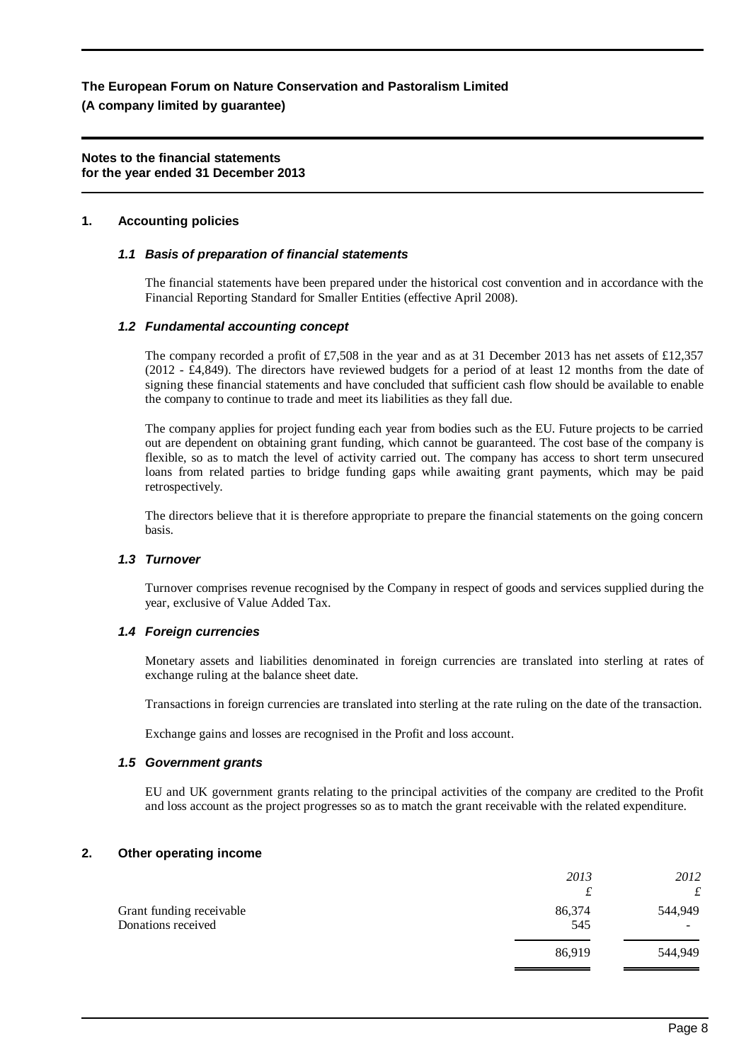**The European Forum on Nature Conservation and Pastoralism Limited**
**(A company limited by guarantee)**

**Notes to the financial statements**
**for the year ended 31 December 2013**

## 1. Accounting policies

### *1.1 Basis of preparation of financial statements*

The financial statements have been prepared under the historical cost convention and in accordance with the Financial Reporting Standard for Smaller Entities (effective April 2008).

### *1.2 Fundamental accounting concept*

The company recorded a profit of £7,508 in the year and as at 31 December 2013 has net assets of £12,357 (2012 - £4,849). The directors have reviewed budgets for a period of at least 12 months from the date of signing these financial statements and have concluded that sufficient cash flow should be available to enable the company to continue to trade and meet its liabilities as they fall due.

The company applies for project funding each year from bodies such as the EU. Future projects to be carried out are dependent on obtaining grant funding, which cannot be guaranteed. The cost base of the company is flexible, so as to match the level of activity carried out. The company has access to short term unsecured loans from related parties to bridge funding gaps while awaiting grant payments, which may be paid retrospectively.

The directors believe that it is therefore appropriate to prepare the financial statements on the going concern basis.

### *1.3 Turnover*

Turnover comprises revenue recognised by the Company in respect of goods and services supplied during the year, exclusive of Value Added Tax.

### *1.4 Foreign currencies*

Monetary assets and liabilities denominated in foreign currencies are translated into sterling at rates of exchange ruling at the balance sheet date.

Transactions in foreign currencies are translated into sterling at the rate ruling on the date of the transaction.

Exchange gains and losses are recognised in the Profit and loss account.

### *1.5 Government grants*

EU and UK government grants relating to the principal activities of the company are credited to the Profit and loss account as the project progresses so as to match the grant receivable with the related expenditure.

## 2. Other operating income

| | *2013* | *2012* |
|---|---|---|
| | £ | £ |
| Grant funding receivable | 86,374 | 544,949 |
| Donations received | 545 | - |
| | 86,919 | 544,949 |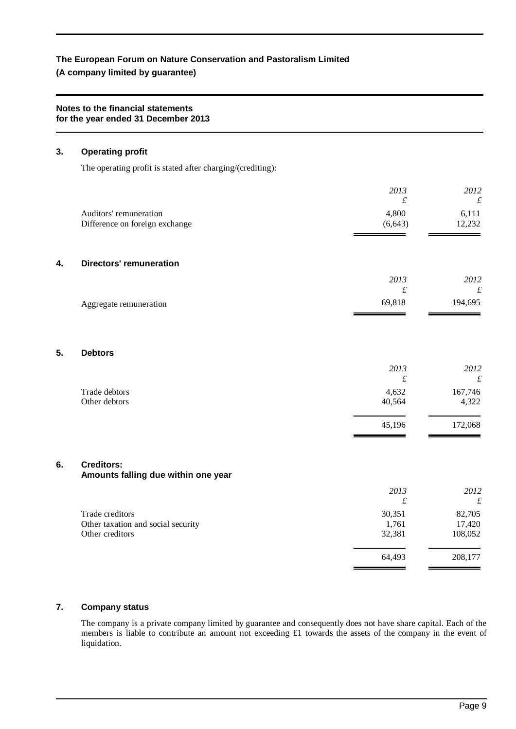**The European Forum on Nature Conservation and Pastoralism Limited**
**(A company limited by guarantee)**

**Notes to the financial statements**
**for the year ended 31 December 2013**

### 3. Operating profit

The operating profit is stated after charging/(crediting):

| | *2013* £ | *2012* £ |
|---|---|---|
| Auditors' remuneration | 4,800 | 6,111 |
| Difference on foreign exchange | (6,643) | 12,232 |

### 4. Directors' remuneration

| | *2013* £ | *2012* £ |
|---|---|---|
| Aggregate remuneration | 69,818 | 194,695 |

### 5. Debtors

| | *2013* £ | *2012* £ |
|---|---|---|
| Trade debtors | 4,632 | 167,746 |
| Other debtors | 40,564 | 4,322 |
| | 45,196 | 172,068 |

### 6. Creditors: Amounts falling due within one year

| | *2013* £ | *2012* £ |
|---|---|---|
| Trade creditors | 30,351 | 82,705 |
| Other taxation and social security | 1,761 | 17,420 |
| Other creditors | 32,381 | 108,052 |
| | 64,493 | 208,177 |

### 7. Company status

The company is a private company limited by guarantee and consequently does not have share capital. Each of the members is liable to contribute an amount not exceeding £1 towards the assets of the company in the event of liquidation.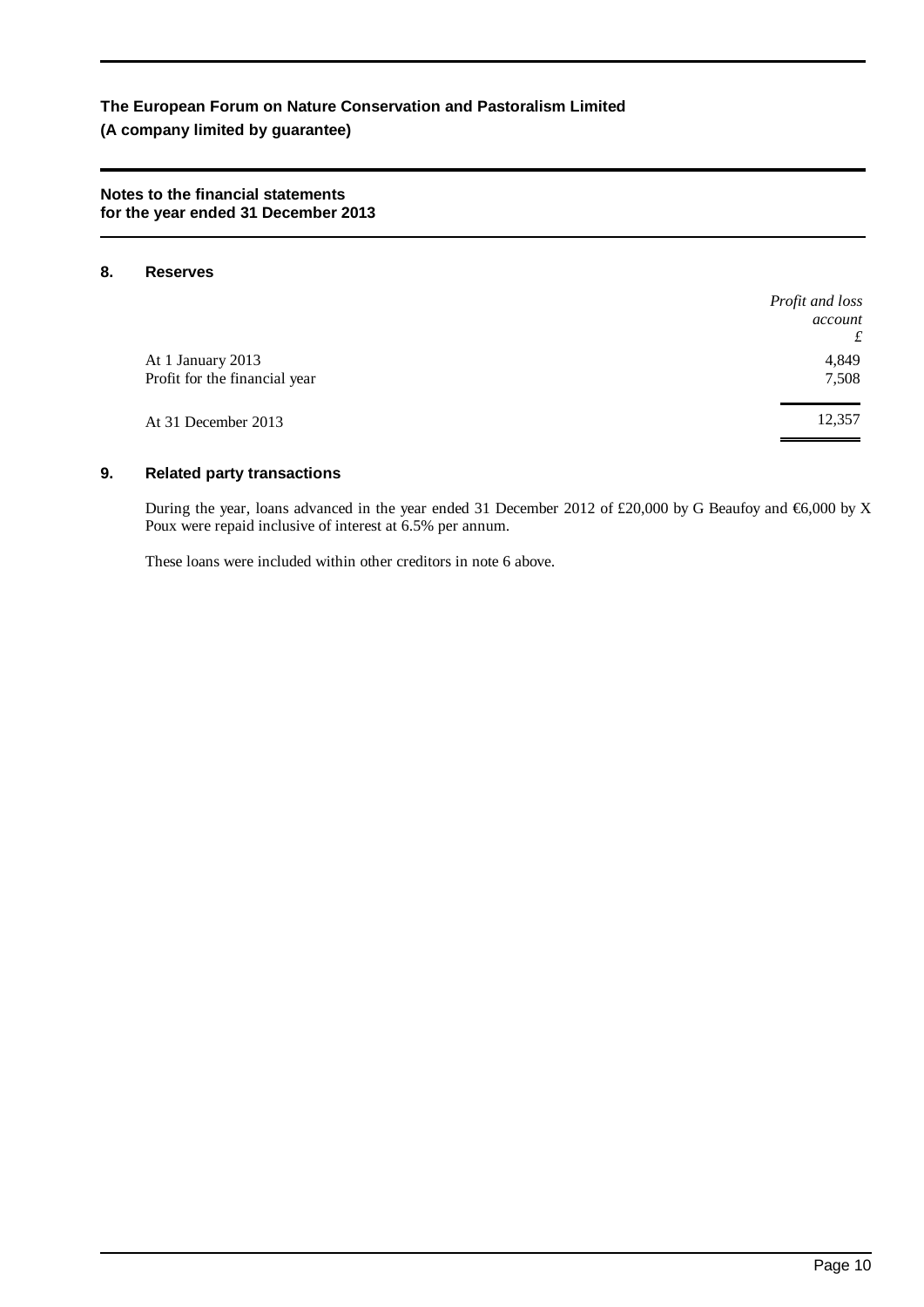**The European Forum on Nature Conservation and Pastoralism Limited**
**(A company limited by guarantee)**

**Notes to the financial statements for the year ended 31 December 2013**

## 8. Reserves

| | *Profit and loss account* £ |
|---|---|
| At 1 January 2013 | 4,849 |
| Profit for the financial year | 7,508 |
| At 31 December 2013 | 12,357 |

## 9. Related party transactions

During the year, loans advanced in the year ended 31 December 2012 of £20,000 by G Beaufoy and €6,000 by X Poux were repaid inclusive of interest at 6.5% per annum.

These loans were included within other creditors in note 6 above.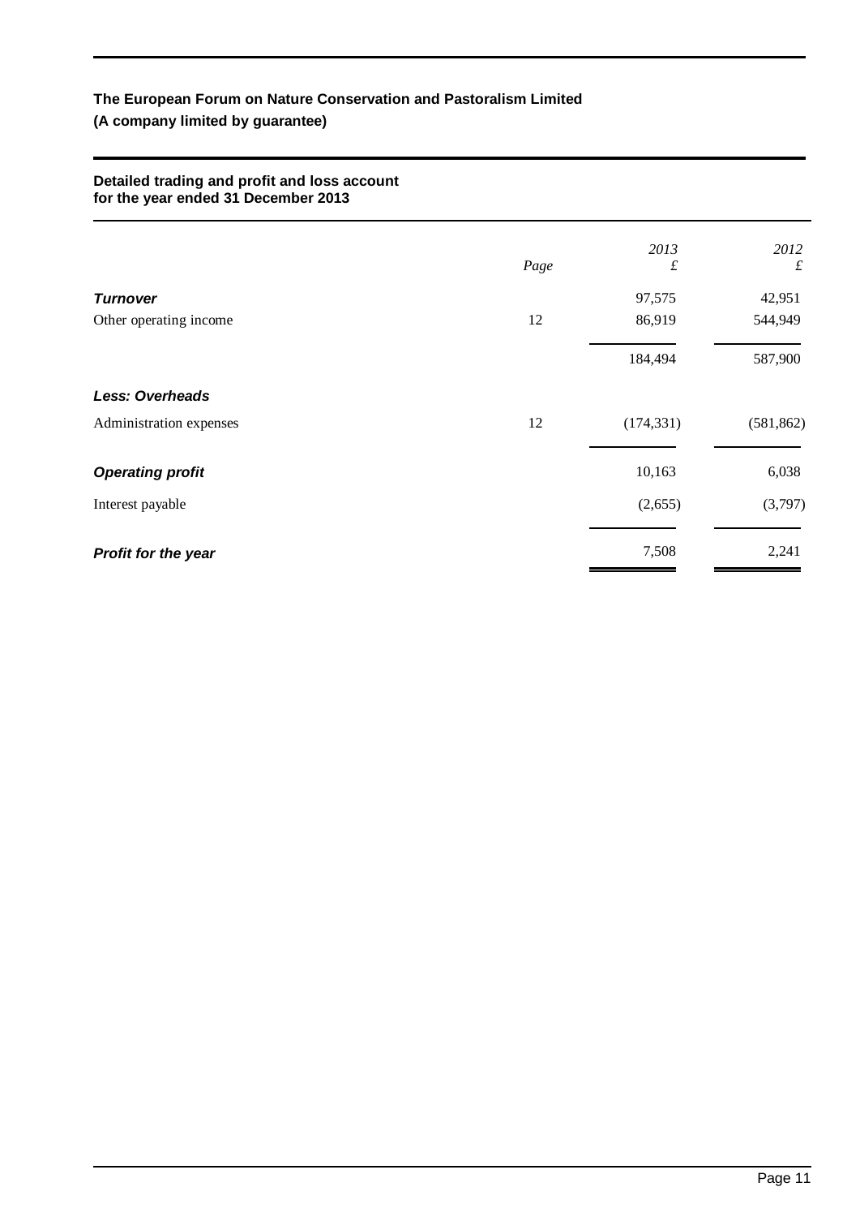**The European Forum on Nature Conservation and Pastoralism Limited**
**(A company limited by guarantee)**

**Detailed trading and profit and loss account**
**for the year ended 31 December 2013**

| | *Page* | *2013* £ | *2012* £ |
|---|---|---|---|
| ***Turnover*** | | 97,575 | 42,951 |
| Other operating income | 12 | 86,919 | 544,949 |
| | | 184,494 | 587,900 |
| ***Less: Overheads*** | | | |
| Administration expenses | 12 | (174,331) | (581,862) |
| ***Operating profit*** | | 10,163 | 6,038 |
| Interest payable | | (2,655) | (3,797) |
| ***Profit for the year*** | | 7,508 | 2,241 |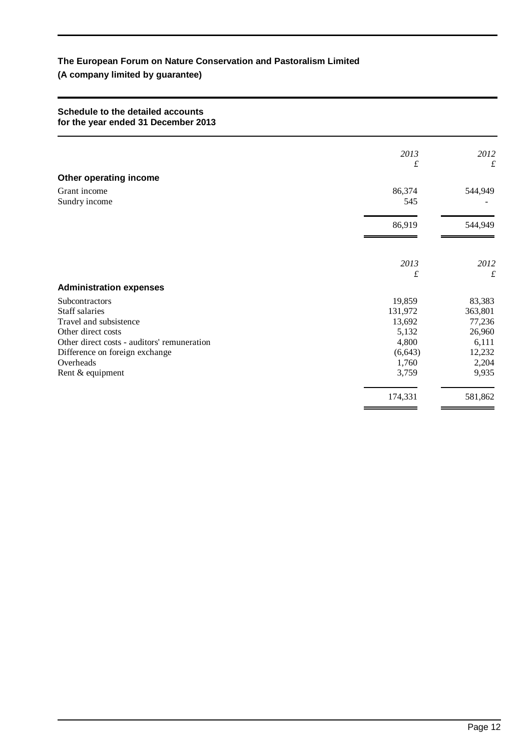**The European Forum on Nature Conservation and Pastoralism Limited**
**(A company limited by guarantee)**

**Schedule to the detailed accounts**
**for the year ended 31 December 2013**

| | *2013* £ | *2012* £ |
|---|---|---|
| **Other operating income** | | |
| Grant income | 86,374 | 544,949 |
| Sundry income | 545 | - |
| | 86,919 | 544,949 |

| | *2013* £ | *2012* £ |
|---|---|---|
| **Administration expenses** | | |
| Subcontractors | 19,859 | 83,383 |
| Staff salaries | 131,972 | 363,801 |
| Travel and subsistence | 13,692 | 77,236 |
| Other direct costs | 5,132 | 26,960 |
| Other direct costs - auditors' remuneration | 4,800 | 6,111 |
| Difference on foreign exchange | (6,643) | 12,232 |
| Overheads | 1,760 | 2,204 |
| Rent & equipment | 3,759 | 9,935 |
| | 174,331 | 581,862 |